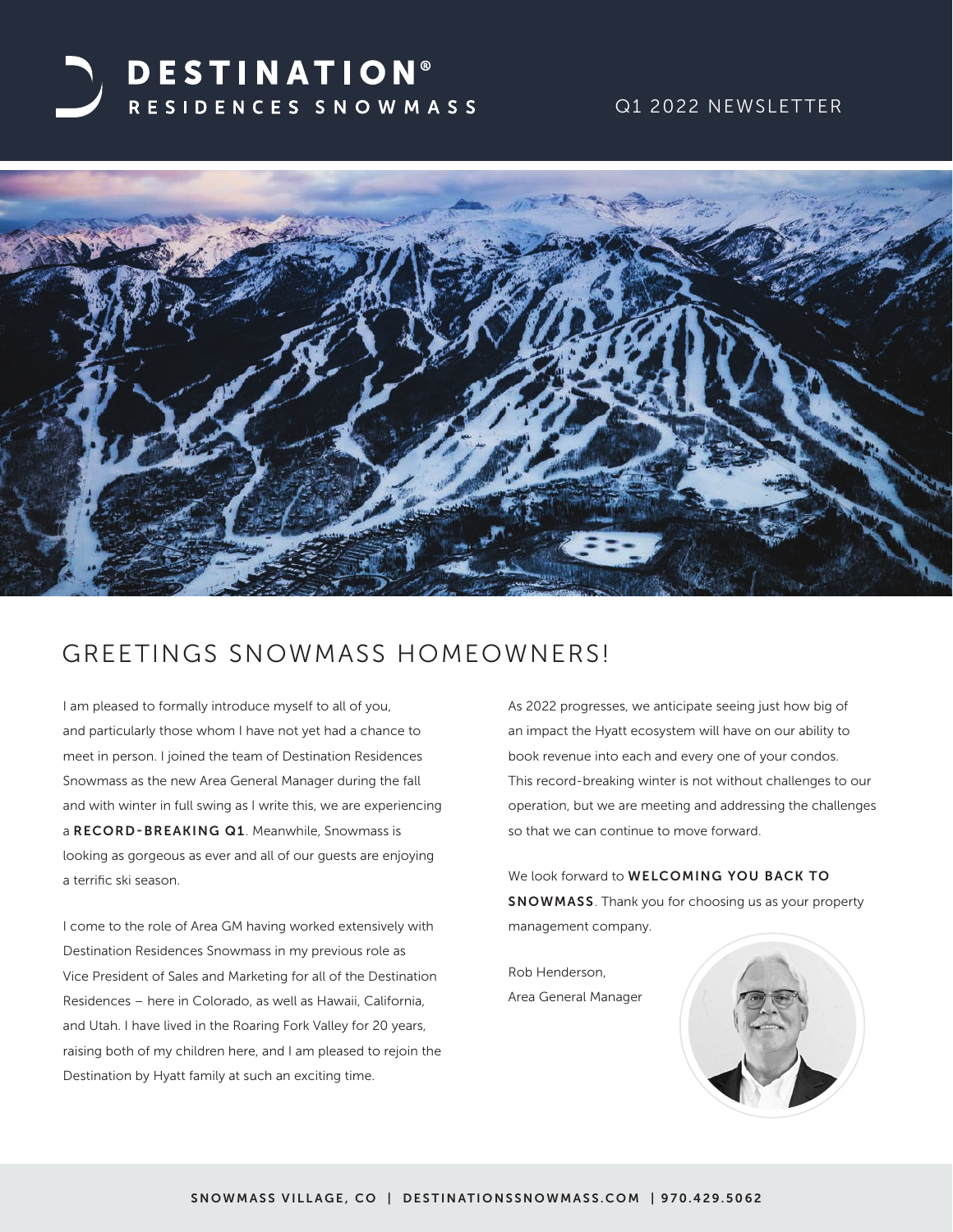# DESTINATION® RESIDENCES SNOWMASS

Q1 2022 NEWSLETTER

## GREETINGS SNOWMASS HOMEOWNERS!

I am pleased to formally introduce myself to all of you, and particularly those whom I have not yet had a chance to meet in person. I joined the team of Destination Residences Snowmass as the new Area General Manager during the fall and with winter in full swing as I write this, we are experiencing a **RECORD-BREAKING Q1**. Meanwhile, Snowmass is looking as gorgeous as ever and all of our guests are enjoying a terrific ski season.

I come to the role of Area GM having worked extensively with Destination Residences Snowmass in my previous role as Vice President of Sales and Marketing for all of the Destination Residences – here in Colorado, as well as Hawaii, California, and Utah. I have lived in the Roaring Fork Valley for 20 years, raising both of my children here, and I am pleased to rejoin the Destination by Hyatt family at such an exciting time.

As 2022 progresses, we anticipate seeing just how big of an impact the Hyatt ecosystem will have on our ability to book revenue into each and every one of your condos. This record-breaking winter is not without challenges to our operation, but we are meeting and addressing the challenges so that we can continue to move forward.

We look forward to **WELCOMING YOU BACK TO SNOWMASS**. Thank you for choosing us as your property management company.

Rob Henderson,
Area General Manager

SNOWMASS VILLAGE, CO | DESTINATIONSSNOWMASS.COM | 970.429.5062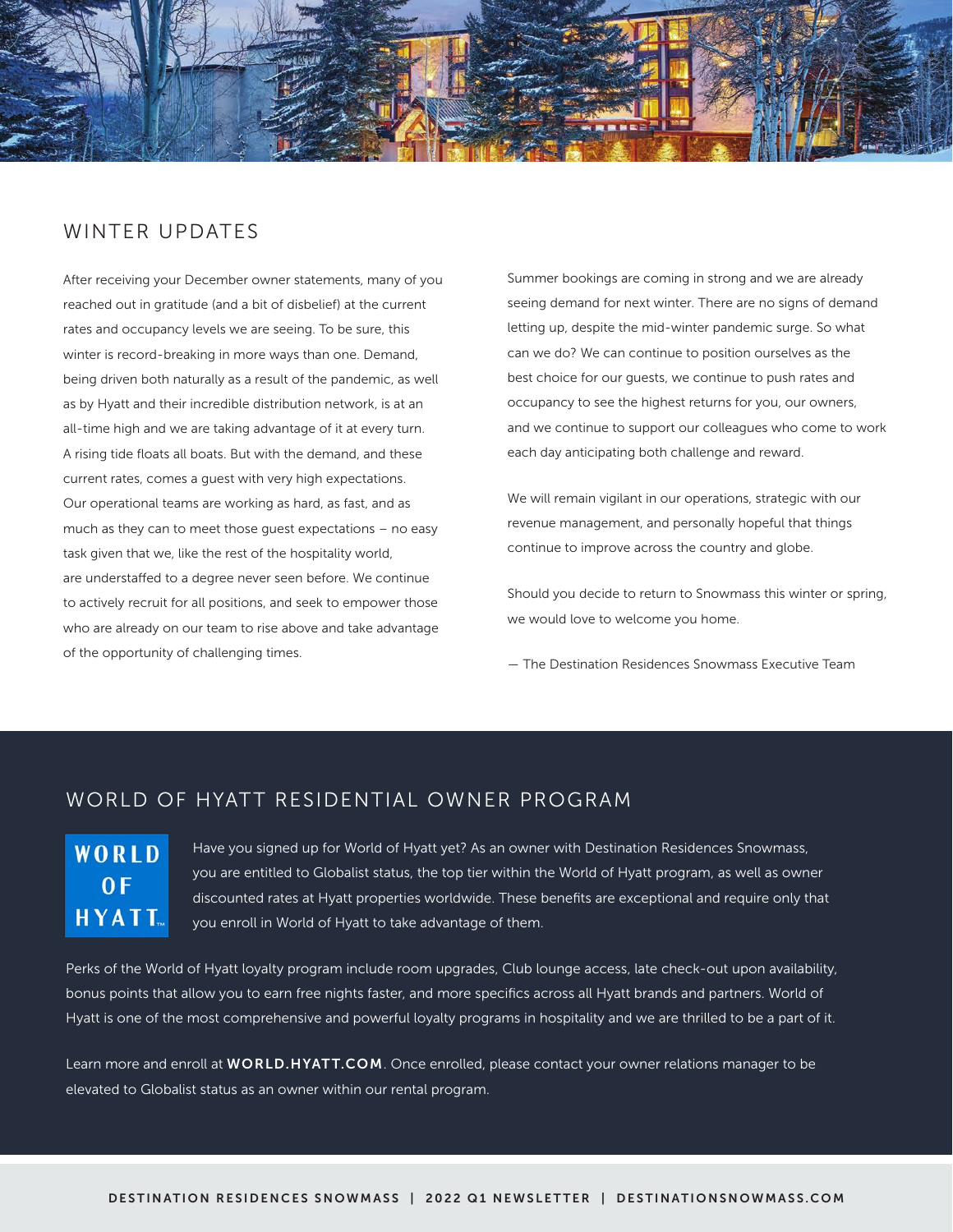## WINTER UPDATES

After receiving your December owner statements, many of you reached out in gratitude (and a bit of disbelief) at the current rates and occupancy levels we are seeing. To be sure, this winter is record-breaking in more ways than one. Demand, being driven both naturally as a result of the pandemic, as well as by Hyatt and their incredible distribution network, is at an all-time high and we are taking advantage of it at every turn. A rising tide floats all boats. But with the demand, and these current rates, comes a guest with very high expectations. Our operational teams are working as hard, as fast, and as much as they can to meet those guest expectations – no easy task given that we, like the rest of the hospitality world, are understaffed to a degree never seen before. We continue to actively recruit for all positions, and seek to empower those who are already on our team to rise above and take advantage of the opportunity of challenging times.

Summer bookings are coming in strong and we are already seeing demand for next winter. There are no signs of demand letting up, despite the mid-winter pandemic surge. So what can we do? We can continue to position ourselves as the best choice for our guests, we continue to push rates and occupancy to see the highest returns for you, our owners, and we continue to support our colleagues who come to work each day anticipating both challenge and reward.

We will remain vigilant in our operations, strategic with our revenue management, and personally hopeful that things continue to improve across the country and globe.

Should you decide to return to Snowmass this winter or spring, we would love to welcome you home.

— The Destination Residences Snowmass Executive Team

## WORLD OF HYATT RESIDENTIAL OWNER PROGRAM

WORLD OF HYATT™

Have you signed up for World of Hyatt yet? As an owner with Destination Residences Snowmass, you are entitled to Globalist status, the top tier within the World of Hyatt program, as well as owner discounted rates at Hyatt properties worldwide. These benefits are exceptional and require only that you enroll in World of Hyatt to take advantage of them.

Perks of the World of Hyatt loyalty program include room upgrades, Club lounge access, late check-out upon availability, bonus points that allow you to earn free nights faster, and more specifics across all Hyatt brands and partners. World of Hyatt is one of the most comprehensive and powerful loyalty programs in hospitality and we are thrilled to be a part of it.

Learn more and enroll at **WORLD.HYATT.COM**. Once enrolled, please contact your owner relations manager to be elevated to Globalist status as an owner within our rental program.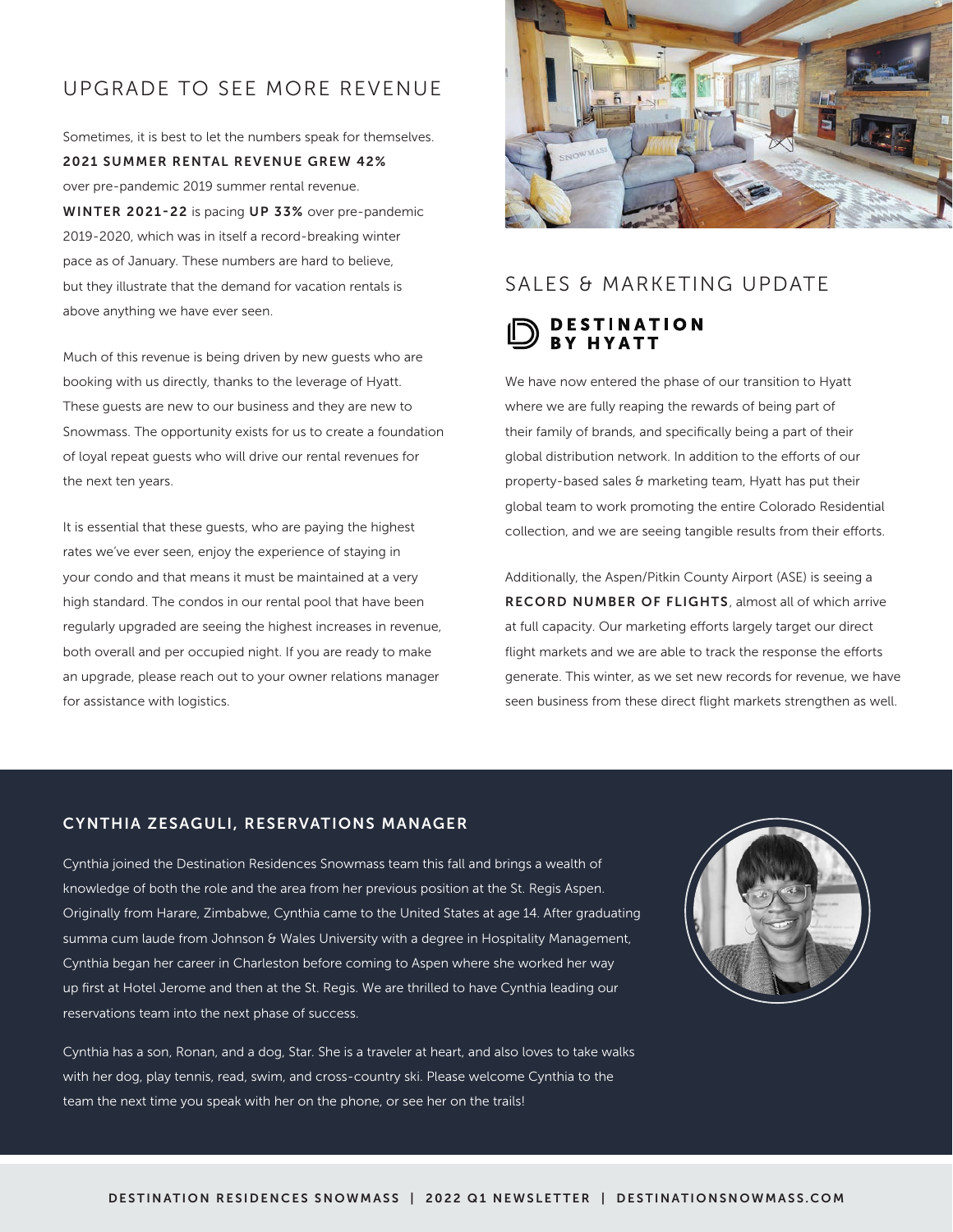## UPGRADE TO SEE MORE REVENUE

Sometimes, it is best to let the numbers speak for themselves. **2021 SUMMER RENTAL REVENUE GREW 42%** over pre-pandemic 2019 summer rental revenue. **WINTER 2021-22** is pacing **UP 33%** over pre-pandemic 2019-2020, which was in itself a record-breaking winter pace as of January. These numbers are hard to believe, but they illustrate that the demand for vacation rentals is above anything we have ever seen.

Much of this revenue is being driven by new guests who are booking with us directly, thanks to the leverage of Hyatt. These guests are new to our business and they are new to Snowmass. The opportunity exists for us to create a foundation of loyal repeat guests who will drive our rental revenues for the next ten years.

It is essential that these guests, who are paying the highest rates we've ever seen, enjoy the experience of staying in your condo and that means it must be maintained at a very high standard. The condos in our rental pool that have been regularly upgraded are seeing the highest increases in revenue, both overall and per occupied night. If you are ready to make an upgrade, please reach out to your owner relations manager for assistance with logistics.

## SALES & MARKETING UPDATE

**DESTINATION BY HYATT**

We have now entered the phase of our transition to Hyatt where we are fully reaping the rewards of being part of their family of brands, and specifically being a part of their global distribution network. In addition to the efforts of our property-based sales & marketing team, Hyatt has put their global team to work promoting the entire Colorado Residential collection, and we are seeing tangible results from their efforts.

Additionally, the Aspen/Pitkin County Airport (ASE) is seeing a **RECORD NUMBER OF FLIGHTS**, almost all of which arrive at full capacity. Our marketing efforts largely target our direct flight markets and we are able to track the response the efforts generate. This winter, as we set new records for revenue, we have seen business from these direct flight markets strengthen as well.

### CYNTHIA ZESAGULI, RESERVATIONS MANAGER

Cynthia joined the Destination Residences Snowmass team this fall and brings a wealth of knowledge of both the role and the area from her previous position at the St. Regis Aspen. Originally from Harare, Zimbabwe, Cynthia came to the United States at age 14. After graduating summa cum laude from Johnson & Wales University with a degree in Hospitality Management, Cynthia began her career in Charleston before coming to Aspen where she worked her way up first at Hotel Jerome and then at the St. Regis. We are thrilled to have Cynthia leading our reservations team into the next phase of success.

Cynthia has a son, Ronan, and a dog, Star. She is a traveler at heart, and also loves to take walks with her dog, play tennis, read, swim, and cross-country ski. Please welcome Cynthia to the team the next time you speak with her on the phone, or see her on the trails!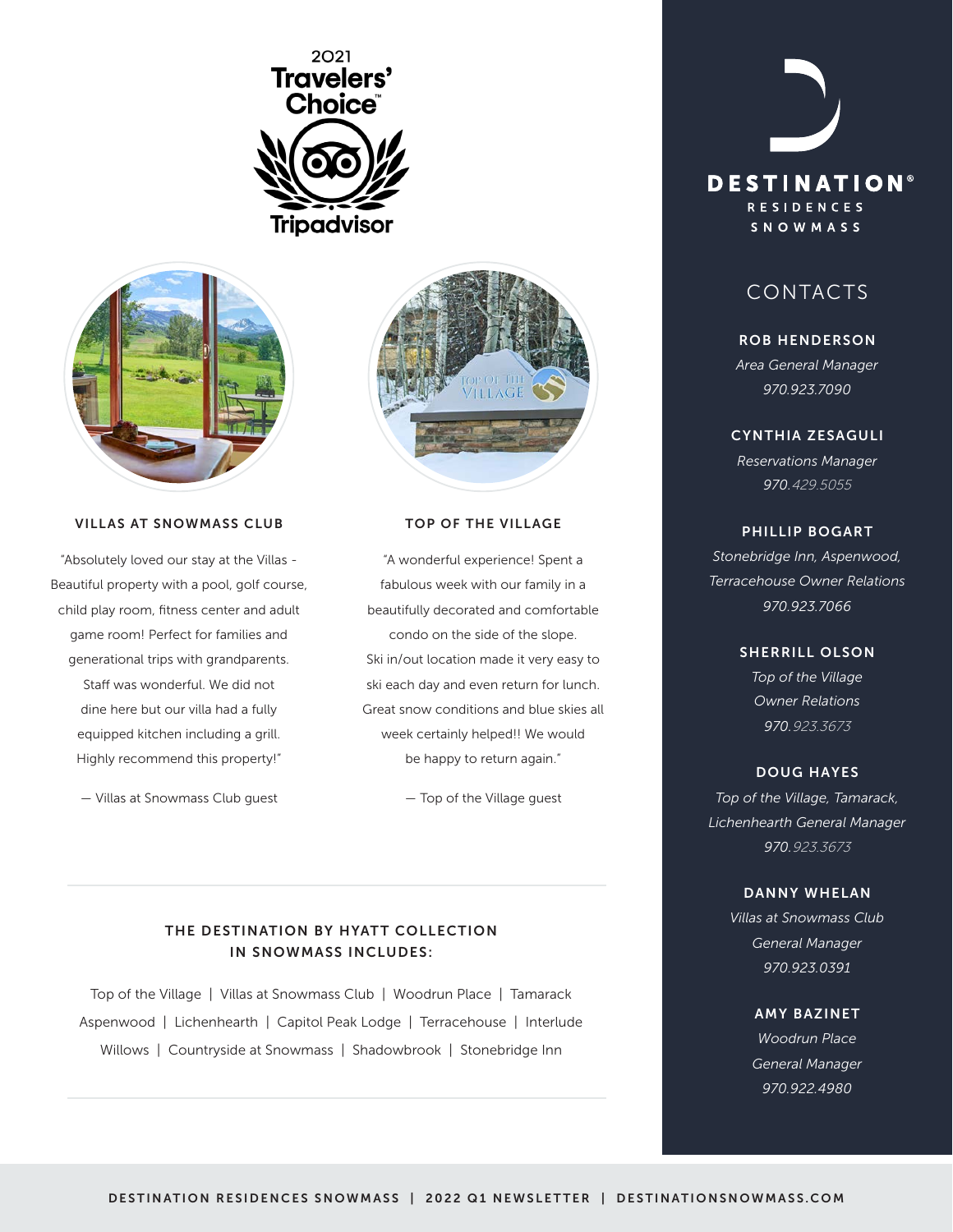2021 Travelers' Choice™ Tripadvisor

### VILLAS AT SNOWMASS CLUB

"Absolutely loved our stay at the Villas - Beautiful property with a pool, golf course, child play room, fitness center and adult game room! Perfect for families and generational trips with grandparents. Staff was wonderful. We did not dine here but our villa had a fully equipped kitchen including a grill. Highly recommend this property!"

— Villas at Snowmass Club guest

### TOP OF THE VILLAGE

"A wonderful experience! Spent a fabulous week with our family in a beautifully decorated and comfortable condo on the side of the slope. Ski in/out location made it very easy to ski each day and even return for lunch. Great snow conditions and blue skies all week certainly helped!! We would be happy to return again."

— Top of the Village guest

---

### THE DESTINATION BY HYATT COLLECTION IN SNOWMASS INCLUDES:

Top of the Village | Villas at Snowmass Club | Woodrun Place | Tamarack
Aspenwood | Lichenhearth | Capitol Peak Lodge | Terracehouse | Interlude
Willows | Countryside at Snowmass | Shadowbrook | Stonebridge Inn

---

**DESTINATION® RESIDENCES SNOWMASS**

## CONTACTS

**ROB HENDERSON**
*Area General Manager*
*970.923.7090*

**CYNTHIA ZESAGULI**
*Reservations Manager*
*970.429.5055*

**PHILLIP BOGART**
*Stonebridge Inn, Aspenwood, Terracehouse Owner Relations*
*970.923.7066*

**SHERRILL OLSON**
*Top of the Village Owner Relations*
*970.923.3673*

**DOUG HAYES**
*Top of the Village, Tamarack, Lichenhearth General Manager*
*970.923.3673*

**DANNY WHELAN**
*Villas at Snowmass Club General Manager*
*970.923.0391*

**AMY BAZINET**
*Woodrun Place General Manager*
*970.922.4980*